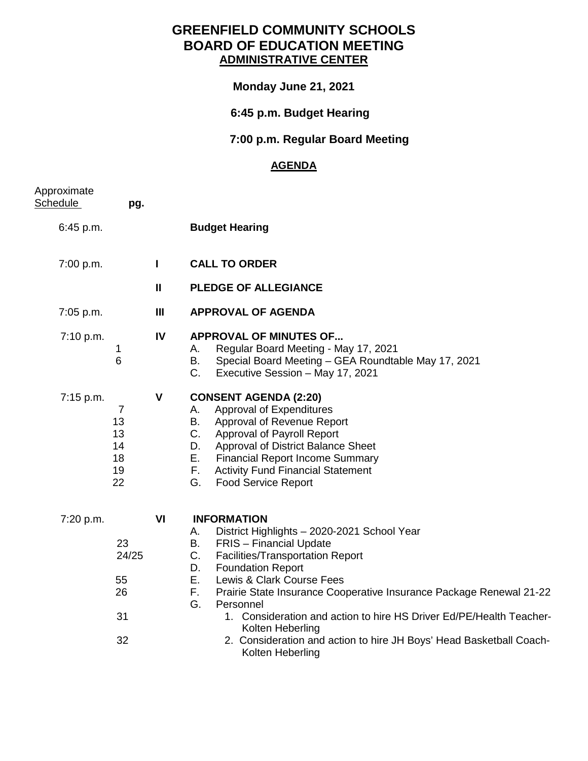# GREENFIELD COMMUNITY SCHOOLS
# BOARD OF EDUCATION MEETING
## ADMINISTRATIVE CENTER

**Monday June 21, 2021**

**6:45 p.m. Budget Hearing**

**7:00 p.m. Regular Board Meeting**

**AGENDA**

| Approximate Schedule | pg. | | |
|---|---|---|---|
| 6:45 p.m. | | | **Budget Hearing** |
| 7:00 p.m. | | **I** | **CALL TO ORDER** |
| | | **II** | **PLEDGE OF ALLEGIANCE** |
| 7:05 p.m. | | **III** | **APPROVAL OF AGENDA** |
| 7:10 p.m. | | **IV** | **APPROVAL OF MINUTES OF...** |
| | 1 | | A. Regular Board Meeting - May 17, 2021 |
| | 6 | | B. Special Board Meeting – GEA Roundtable May 17, 2021 |
| | | | C. Executive Session – May 17, 2021 |
| 7:15 p.m. | | **V** | **CONSENT AGENDA (2:20)** |
| | 7 | | A. Approval of Expenditures |
| | 13 | | B. Approval of Revenue Report |
| | 13 | | C. Approval of Payroll Report |
| | 14 | | D. Approval of District Balance Sheet |
| | 18 | | E. Financial Report Income Summary |
| | 19 | | F. Activity Fund Financial Statement |
| | 22 | | G. Food Service Report |
| 7:20 p.m. | | **VI** | **INFORMATION** |
| | | | A. District Highlights – 2020-2021 School Year |
| | 23 | | B. FRIS – Financial Update |
| | 24/25 | | C. Facilities/Transportation Report |
| | | | D. Foundation Report |
| | 55 | | E. Lewis & Clark Course Fees |
| | 26 | | F. Prairie State Insurance Cooperative Insurance Package Renewal 21-22 |
| | | | G. Personnel |
| | 31 | | 1. Consideration and action to hire HS Driver Ed/PE/Health Teacher-Kolten Heberling |
| | 32 | | 2. Consideration and action to hire JH Boys' Head Basketball Coach-Kolten Heberling |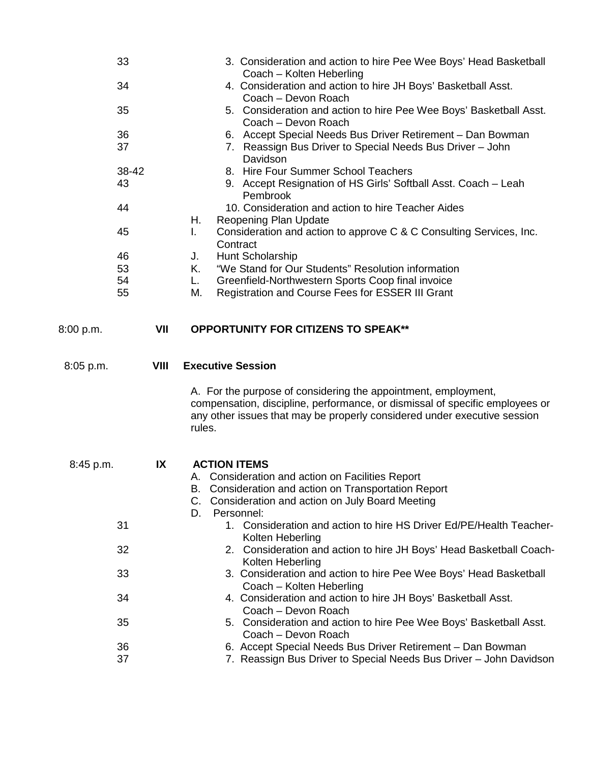33 3. Consideration and action to hire Pee Wee Boys' Head Basketball Coach – Kolten Heberling

34 4. Consideration and action to hire JH Boys' Basketball Asst. Coach – Devon Roach

35 5. Consideration and action to hire Pee Wee Boys' Basketball Asst. Coach – Devon Roach

36 6. Accept Special Needs Bus Driver Retirement – Dan Bowman

37 7. Reassign Bus Driver to Special Needs Bus Driver – John Davidson

38-42 8. Hire Four Summer School Teachers

43 9. Accept Resignation of HS Girls' Softball Asst. Coach – Leah Pembrook

44 10. Consideration and action to hire Teacher Aides

H. Reopening Plan Update

45 I. Consideration and action to approve C & C Consulting Services, Inc. Contract

46 J. Hunt Scholarship

53 K. "We Stand for Our Students" Resolution information

54 L. Greenfield-Northwestern Sports Coop final invoice

55 M. Registration and Course Fees for ESSER III Grant

8:00 p.m. **VII OPPORTUNITY FOR CITIZENS TO SPEAK****

8:05 p.m. **VIII Executive Session**

A. For the purpose of considering the appointment, employment, compensation, discipline, performance, or dismissal of specific employees or any other issues that may be properly considered under executive session rules.

8:45 p.m. **IX ACTION ITEMS**

A. Consideration and action on Facilities Report

B. Consideration and action on Transportation Report

C. Consideration and action on July Board Meeting

D. Personnel:

31 1. Consideration and action to hire HS Driver Ed/PE/Health Teacher-Kolten Heberling

32 2. Consideration and action to hire JH Boys' Head Basketball Coach-Kolten Heberling

33 3. Consideration and action to hire Pee Wee Boys' Head Basketball Coach – Kolten Heberling

34 4. Consideration and action to hire JH Boys' Basketball Asst. Coach – Devon Roach

35 5. Consideration and action to hire Pee Wee Boys' Basketball Asst. Coach – Devon Roach

36 6. Accept Special Needs Bus Driver Retirement – Dan Bowman

37 7. Reassign Bus Driver to Special Needs Bus Driver – John Davidson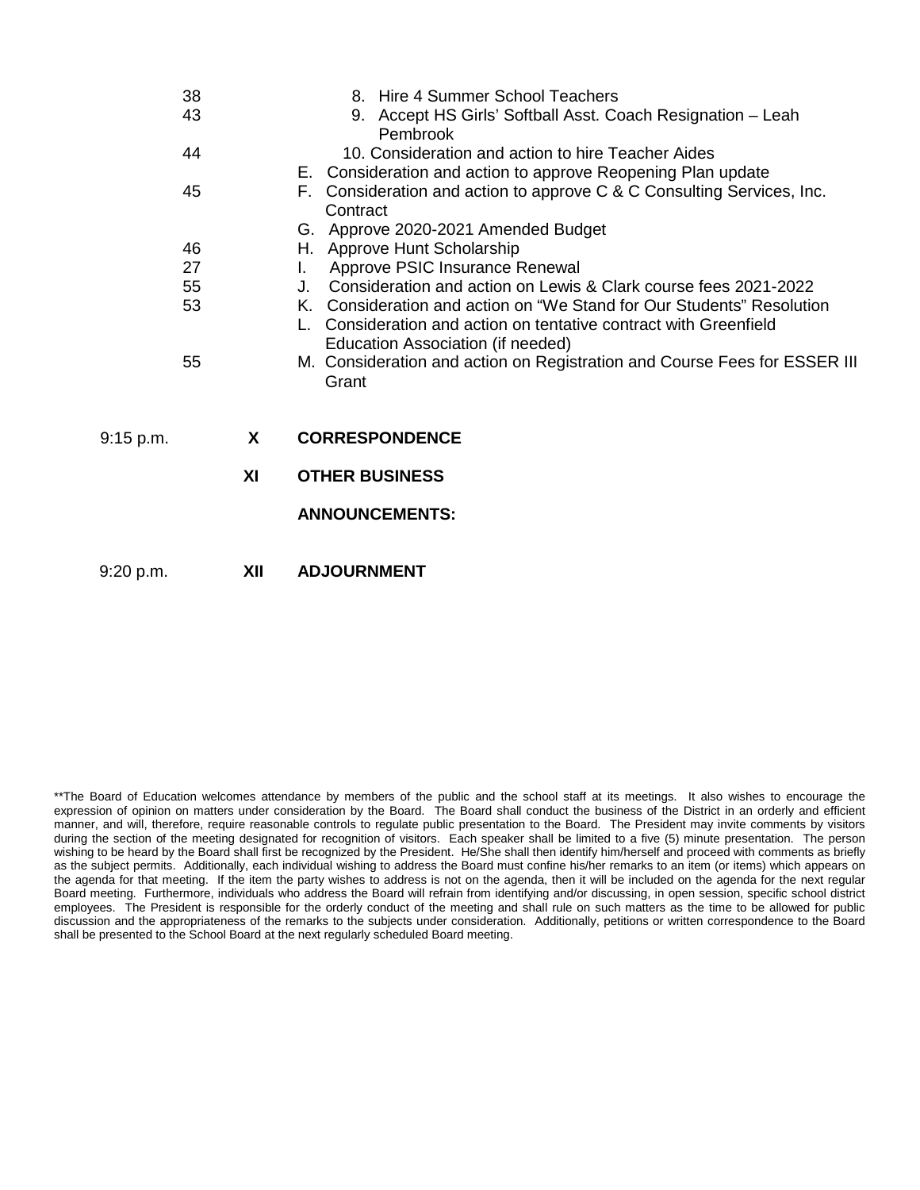| | | |
|---|---|---|
| 38 | | 8. Hire 4 Summer School Teachers |
| 43 | | 9. Accept HS Girls' Softball Asst. Coach Resignation – Leah Pembrook |
| 44 | | 10. Consideration and action to hire Teacher Aides |
| | | E. Consideration and action to approve Reopening Plan update |
| 45 | | F. Consideration and action to approve C & C Consulting Services, Inc. Contract |
| | | G. Approve 2020-2021 Amended Budget |
| 46 | | H. Approve Hunt Scholarship |
| 27 | | I. Approve PSIC Insurance Renewal |
| 55 | | J. Consideration and action on Lewis & Clark course fees 2021-2022 |
| 53 | | K. Consideration and action on "We Stand for Our Students" Resolution |
| | | L. Consideration and action on tentative contract with Greenfield Education Association (if needed) |
| 55 | | M. Consideration and action on Registration and Course Fees for ESSER III Grant |
| 9:15 p.m. | **X** | **CORRESPONDENCE** |
| | **XI** | **OTHER BUSINESS** |
| | | **ANNOUNCEMENTS:** |
| 9:20 p.m. | **XII** | **ADJOURNMENT** |

**The Board of Education welcomes attendance by members of the public and the school staff at its meetings. It also wishes to encourage the expression of opinion on matters under consideration by the Board. The Board shall conduct the business of the District in an orderly and efficient manner, and will, therefore, require reasonable controls to regulate public presentation to the Board. The President may invite comments by visitors during the section of the meeting designated for recognition of visitors. Each speaker shall be limited to a five (5) minute presentation. The person wishing to be heard by the Board shall first be recognized by the President. He/She shall then identify him/herself and proceed with comments as briefly as the subject permits. Additionally, each individual wishing to address the Board must confine his/her remarks to an item (or items) which appears on the agenda for that meeting. If the item the party wishes to address is not on the agenda, then it will be included on the agenda for the next regular Board meeting. Furthermore, individuals who address the Board will refrain from identifying and/or discussing, in open session, specific school district employees. The President is responsible for the orderly conduct of the meeting and shall rule on such matters as the time to be allowed for public discussion and the appropriateness of the remarks to the subjects under consideration. Additionally, petitions or written correspondence to the Board shall be presented to the School Board at the next regularly scheduled Board meeting.